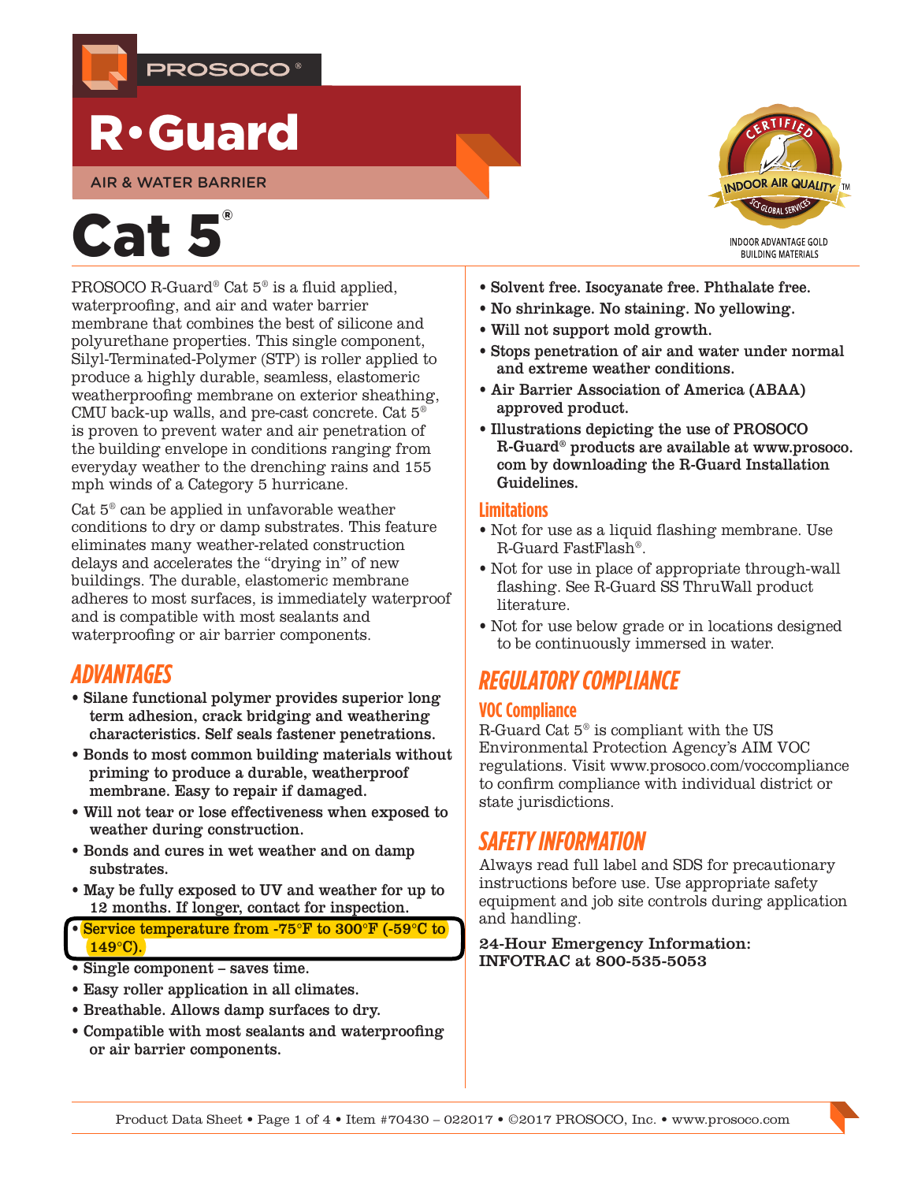PROSOCO®

# R•Guard

AIR & WATER BARRIER

# Cat 5®

INDOOR ADVANTAGE GOLD BUILDING MATERIALS

PROSOCO R-Guard® Cat 5® is a fluid applied, waterproofing, and air and water barrier membrane that combines the best of silicone and polyurethane properties. This single component, Silyl-Terminated-Polymer (STP) is roller applied to produce a highly durable, seamless, elastomeric weatherproofing membrane on exterior sheathing, CMU back-up walls, and pre-cast concrete. Cat 5® is proven to prevent water and air penetration of the building envelope in conditions ranging from everyday weather to the drenching rains and 155 mph winds of a Category 5 hurricane.

Cat 5® can be applied in unfavorable weather conditions to dry or damp substrates. This feature eliminates many weather-related construction delays and accelerates the "drying in" of new buildings. The durable, elastomeric membrane adheres to most surfaces, is immediately waterproof and is compatible with most sealants and waterproofing or air barrier components.

## ADVANTAGES

- **Silane functional polymer provides superior long term adhesion, crack bridging and weathering characteristics. Self seals fastener penetrations.**
- **Bonds to most common building materials without priming to produce a durable, weatherproof membrane. Easy to repair if damaged.**
- **Will not tear or lose effectiveness when exposed to weather during construction.**
- **Bonds and cures in wet weather and on damp substrates.**
- **May be fully exposed to UV and weather for up to 12 months. If longer, contact for inspection.**
- **Service temperature from -75°F to 300°F (-59°C to 149°C).**
- **Single component – saves time.**
- **Easy roller application in all climates.**
- **Breathable. Allows damp surfaces to dry.**
- **Compatible with most sealants and waterproofing or air barrier components.**
- **Solvent free. Isocyanate free. Phthalate free.**
- **No shrinkage. No staining. No yellowing.**
- **Will not support mold growth.**
- **Stops penetration of air and water under normal and extreme weather conditions.**
- **Air Barrier Association of America (ABAA) approved product.**
- **Illustrations depicting the use of PROSOCO R-Guard® products are available at www.prosoco.com by downloading the R-Guard Installation Guidelines.**

### Limitations

- Not for use as a liquid flashing membrane. Use R-Guard FastFlash®.
- Not for use in place of appropriate through-wall flashing. See R-Guard SS ThruWall product literature.
- Not for use below grade or in locations designed to be continuously immersed in water.

## REGULATORY COMPLIANCE

### VOC Compliance

R-Guard Cat 5® is compliant with the US Environmental Protection Agency's AIM VOC regulations. Visit www.prosoco.com/voccompliance to confirm compliance with individual district or state jurisdictions.

## SAFETY INFORMATION

Always read full label and SDS for precautionary instructions before use. Use appropriate safety equipment and job site controls during application and handling.

**24-Hour Emergency Information: INFOTRAC at 800-535-5053**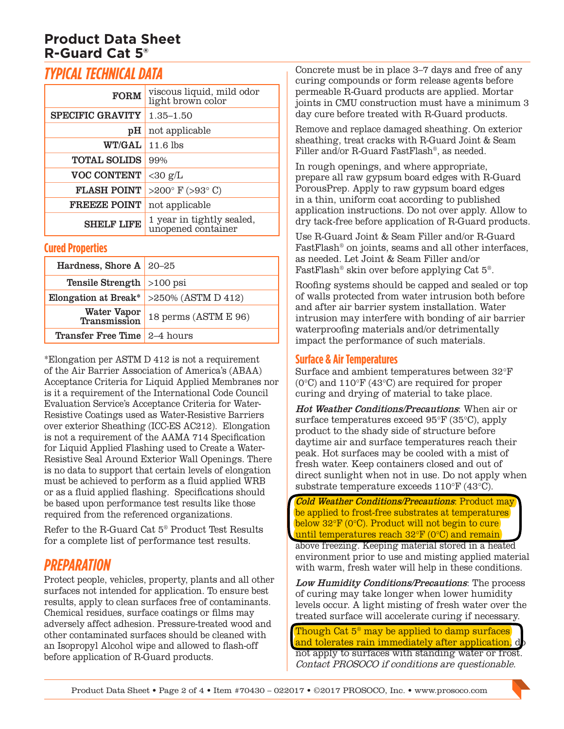## TYPICAL TECHNICAL DATA

| | |
|---|---|
| **FORM** | viscous liquid, mild odor light brown color |
| **SPECIFIC GRAVITY** | 1.35–1.50 |
| **pH** | not applicable |
| **WT/GAL** | 11.6 lbs |
| **TOTAL SOLIDS** | 99% |
| **VOC CONTENT** | <30 g/L |
| **FLASH POINT** | >200° F (>93° C) |
| **FREEZE POINT** | not applicable |
| **SHELF LIFE** | 1 year in tightly sealed, unopened container |

### Cured Properties

| | |
|---|---|
| Hardness, Shore A | 20–25 |
| Tensile Strength | >100 psi |
| Elongation at Break* | >250% (ASTM D 412) |
| Water Vapor Transmission | 18 perms (ASTM E 96) |
| Transfer Free Time | 2–4 hours |

*Elongation per ASTM D 412 is not a requirement of the Air Barrier Association of America's (ABAA) Acceptance Criteria for Liquid Applied Membranes nor is it a requirement of the International Code Council Evaluation Service's Acceptance Criteria for Water-Resistive Coatings used as Water-Resistive Barriers over exterior Sheathing (ICC-ES AC212). Elongation is not a requirement of the AAMA 714 Specification for Liquid Applied Flashing used to Create a Water-Resistive Seal Around Exterior Wall Openings. There is no data to support that certain levels of elongation must be achieved to perform as a fluid applied WRB or as a fluid applied flashing. Specifications should be based upon performance test results like those required from the referenced organizations.

Refer to the R-Guard Cat 5® Product Test Results for a complete list of performance test results.

## PREPARATION

Protect people, vehicles, property, plants and all other surfaces not intended for application. To ensure best results, apply to clean surfaces free of contaminants. Chemical residues, surface coatings or films may adversely affect adhesion. Pressure-treated wood and other contaminated surfaces should be cleaned with an Isopropyl Alcohol wipe and allowed to flash-off before application of R-Guard products.

Concrete must be in place 3–7 days and free of any curing compounds or form release agents before permeable R-Guard products are applied. Mortar joints in CMU construction must have a minimum 3 day cure before treated with R-Guard products.

Remove and replace damaged sheathing. On exterior sheathing, treat cracks with R-Guard Joint & Seam Filler and/or R-Guard FastFlash®, as needed.

In rough openings, and where appropriate, prepare all raw gypsum board edges with R-Guard PorousPrep. Apply to raw gypsum board edges in a thin, uniform coat according to published application instructions. Do not over apply. Allow to dry tack-free before application of R-Guard products.

Use R-Guard Joint & Seam Filler and/or R-Guard FastFlash® on joints, seams and all other interfaces, as needed. Let Joint & Seam Filler and/or FastFlash® skin over before applying Cat 5®.

Roofing systems should be capped and sealed or top of walls protected from water intrusion both before and after air barrier system installation. Water intrusion may interfere with bonding of air barrier waterproofing materials and/or detrimentally impact the performance of such materials.

### Surface & Air Temperatures

Surface and ambient temperatures between 32°F (0°C) and 110°F (43°C) are required for proper curing and drying of material to take place.

***Hot Weather Conditions/Precautions***: When air or surface temperatures exceed 95°F (35°C), apply product to the shady side of structure before daytime air and surface temperatures reach their peak. Hot surfaces may be cooled with a mist of fresh water. Keep containers closed and out of direct sunlight when not in use. Do not apply when substrate temperature exceeds 110°F (43°C).

***Cold Weather Conditions/Precautions***: Product may be applied to frost-free substrates at temperatures below 32°F (0°C). Product will not begin to cure until temperatures reach 32°F (0°C) and remain above freezing. Keeping material stored in a heated environment prior to use and misting applied material with warm, fresh water will help in these conditions.

***Low Humidity Conditions/Precautions***: The process of curing may take longer when lower humidity levels occur. A light misting of fresh water over the treated surface will accelerate curing if necessary.

Though Cat 5® may be applied to damp surfaces and tolerates rain immediately after application, do not apply to surfaces with standing water or frost. *Contact PROSOCO if conditions are questionable.*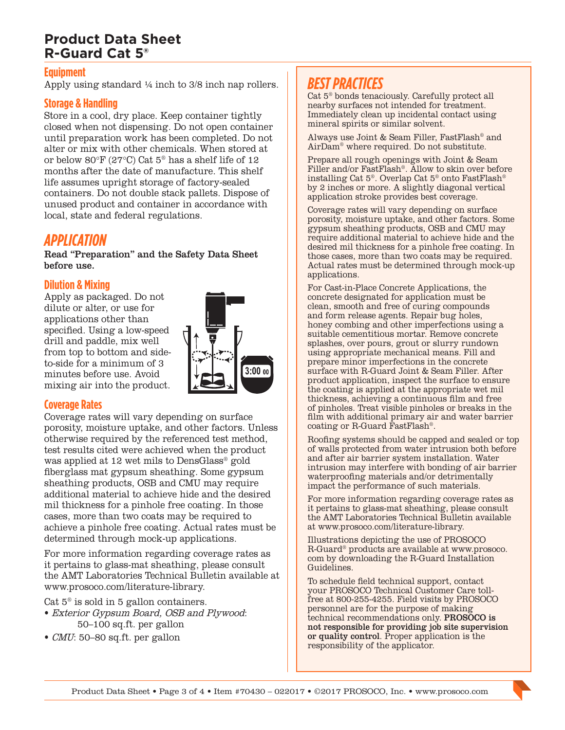# Product Data Sheet
# R-Guard Cat 5®

### Equipment

Apply using standard ¼ inch to 3/8 inch nap rollers.

### Storage & Handling

Store in a cool, dry place. Keep container tightly closed when not dispensing. Do not open container until preparation work has been completed. Do not alter or mix with other chemicals. When stored at or below 80°F (27°C) Cat 5® has a shelf life of 12 months after the date of manufacture. This shelf life assumes upright storage of factory-sealed containers. Do not double stack pallets. Dispose of unused product and container in accordance with local, state and federal regulations.

## APPLICATION

**Read "Preparation" and the Safety Data Sheet before use.**

### Dilution & Mixing

Apply as packaged. Do not dilute or alter, or use for applications other than specified. Using a low-speed drill and paddle, mix well from top to bottom and side-to-side for a minimum of 3 minutes before use. Avoid mixing air into the product.

### Coverage Rates

Coverage rates will vary depending on surface porosity, moisture uptake, and other factors. Unless otherwise required by the referenced test method, test results cited were achieved when the product was applied at 12 wet mils to DensGlass® gold fiberglass mat gypsum sheathing. Some gypsum sheathing products, OSB and CMU may require additional material to achieve hide and the desired mil thickness for a pinhole free coating. In those cases, more than two coats may be required to achieve a pinhole free coating. Actual rates must be determined through mock-up applications.

For more information regarding coverage rates as it pertains to glass-mat sheathing, please consult the AMT Laboratories Technical Bulletin available at www.prosoco.com/literature-library.

Cat 5® is sold in 5 gallon containers.

- *Exterior Gypsum Board, OSB and Plywood*: 50–100 sq.ft. per gallon
- *CMU*: 50–80 sq.ft. per gallon

## BEST PRACTICES

Cat 5® bonds tenaciously. Carefully protect all nearby surfaces not intended for treatment. Immediately clean up incidental contact using mineral spirits or similar solvent.

Always use Joint & Seam Filler, FastFlash® and AirDam® where required. Do not substitute.

Prepare all rough openings with Joint & Seam Filler and/or FastFlash®. Allow to skin over before installing Cat 5®. Overlap Cat 5® onto FastFlash® by 2 inches or more. A slightly diagonal vertical application stroke provides best coverage.

Coverage rates will vary depending on surface porosity, moisture uptake, and other factors. Some gypsum sheathing products, OSB and CMU may require additional material to achieve hide and the desired mil thickness for a pinhole free coating. In those cases, more than two coats may be required. Actual rates must be determined through mock-up applications.

For Cast-in-Place Concrete Applications, the concrete designated for application must be clean, smooth and free of curing compounds and form release agents. Repair bug holes, honey combing and other imperfections using a suitable cementitious mortar. Remove concrete splashes, over pours, grout or slurry rundown using appropriate mechanical means. Fill and prepare minor imperfections in the concrete surface with R-Guard Joint & Seam Filler. After product application, inspect the surface to ensure the coating is applied at the appropriate wet mil thickness, achieving a continuous film and free of pinholes. Treat visible pinholes or breaks in the film with additional primary air and water barrier coating or R-Guard FastFlash®.

Roofing systems should be capped and sealed or top of walls protected from water intrusion both before and after air barrier system installation. Water intrusion may interfere with bonding of air barrier waterproofing materials and/or detrimentally impact the performance of such materials.

For more information regarding coverage rates as it pertains to glass-mat sheathing, please consult the AMT Laboratories Technical Bulletin available at www.prosoco.com/literature-library.

Illustrations depicting the use of PROSOCO R-Guard® products are available at www.prosoco.com by downloading the R-Guard Installation Guidelines.

To schedule field technical support, contact your PROSOCO Technical Customer Care toll-free at 800-255-4255. Field visits by PROSOCO personnel are for the purpose of making technical recommendations only. **PROSOCO is not responsible for providing job site supervision or quality control**. Proper application is the responsibility of the applicator.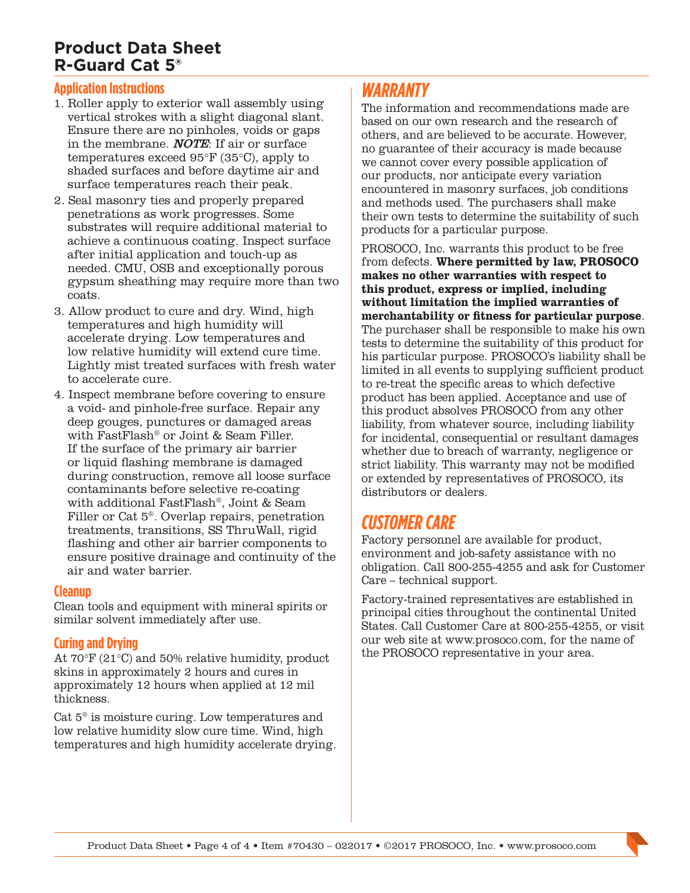# Product Data Sheet
# R-Guard Cat 5®

## Application Instructions

1. Roller apply to exterior wall assembly using vertical strokes with a slight diagonal slant. Ensure there are no pinholes, voids or gaps in the membrane. ***NOTE***: If air or surface temperatures exceed 95°F (35°C), apply to shaded surfaces and before daytime air and surface temperatures reach their peak.
2. Seal masonry ties and properly prepared penetrations as work progresses. Some substrates will require additional material to achieve a continuous coating. Inspect surface after initial application and touch-up as needed. CMU, OSB and exceptionally porous gypsum sheathing may require more than two coats.
3. Allow product to cure and dry. Wind, high temperatures and high humidity will accelerate drying. Low temperatures and low relative humidity will extend cure time. Lightly mist treated surfaces with fresh water to accelerate cure.
4. Inspect membrane before covering to ensure a void- and pinhole-free surface. Repair any deep gouges, punctures or damaged areas with FastFlash® or Joint & Seam Filler. If the surface of the primary air barrier or liquid flashing membrane is damaged during construction, remove all loose surface contaminants before selective re-coating with additional FastFlash®, Joint & Seam Filler or Cat 5®. Overlap repairs, penetration treatments, transitions, SS ThruWall, rigid flashing and other air barrier components to ensure positive drainage and continuity of the air and water barrier.

## Cleanup

Clean tools and equipment with mineral spirits or similar solvent immediately after use.

## Curing and Drying

At 70°F (21°C) and 50% relative humidity, product skins in approximately 2 hours and cures in approximately 12 hours when applied at 12 mil thickness.

Cat 5® is moisture curing. Low temperatures and low relative humidity slow cure time. Wind, high temperatures and high humidity accelerate drying.

## *WARRANTY*

The information and recommendations made are based on our own research and the research of others, and are believed to be accurate. However, no guarantee of their accuracy is made because we cannot cover every possible application of our products, nor anticipate every variation encountered in masonry surfaces, job conditions and methods used. The purchasers shall make their own tests to determine the suitability of such products for a particular purpose.

PROSOCO, Inc. warrants this product to be free from defects. **Where permitted by law, PROSOCO makes no other warranties with respect to this product, express or implied, including without limitation the implied warranties of merchantability or fitness for particular purpose**. The purchaser shall be responsible to make his own tests to determine the suitability of this product for his particular purpose. PROSOCO's liability shall be limited in all events to supplying sufficient product to re-treat the specific areas to which defective product has been applied. Acceptance and use of this product absolves PROSOCO from any other liability, from whatever source, including liability for incidental, consequential or resultant damages whether due to breach of warranty, negligence or strict liability. This warranty may not be modified or extended by representatives of PROSOCO, its distributors or dealers.

## *CUSTOMER CARE*

Factory personnel are available for product, environment and job-safety assistance with no obligation. Call 800-255-4255 and ask for Customer Care – technical support.

Factory-trained representatives are established in principal cities throughout the continental United States. Call Customer Care at 800-255-4255, or visit our web site at www.prosoco.com, for the name of the PROSOCO representative in your area.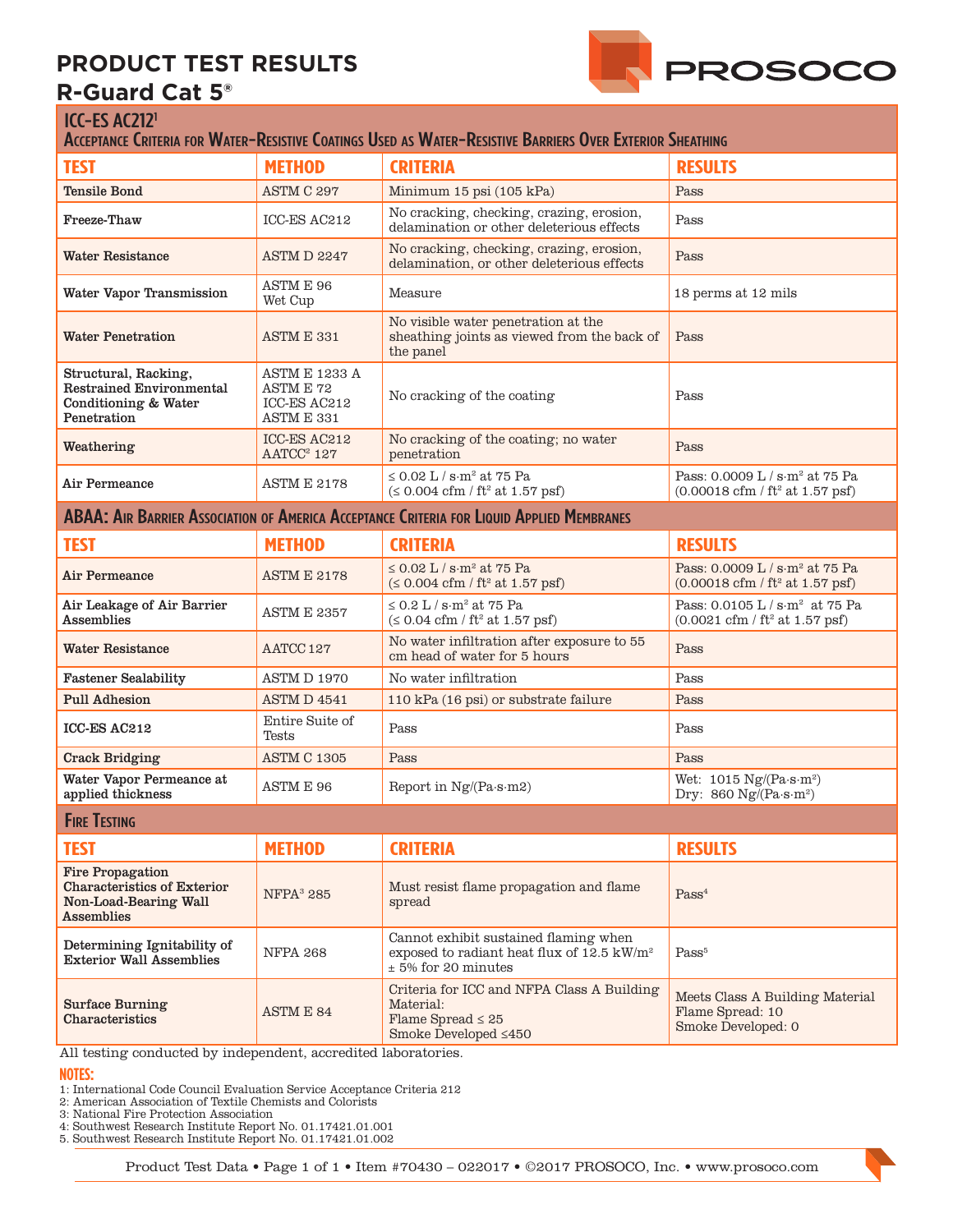# PRODUCT TEST RESULTS

## R-Guard Cat 5®

### ICC-ES AC212[1]

**Acceptance Criteria for Water-Resistive Coatings Used as Water-Resistive Barriers Over Exterior Sheathing**

| TEST | METHOD | CRITERIA | RESULTS |
|---|---|---|---|
| **Tensile Bond** | ASTM C 297 | Minimum 15 psi (105 kPa) | Pass |
| **Freeze-Thaw** | ICC-ES AC212 | No cracking, checking, crazing, erosion, delamination or other deleterious effects | Pass |
| **Water Resistance** | ASTM D 2247 | No cracking, checking, crazing, erosion, delamination, or other deleterious effects | Pass |
| **Water Vapor Transmission** | ASTM E 96 Wet Cup | Measure | 18 perms at 12 mils |
| **Water Penetration** | ASTM E 331 | No visible water penetration at the sheathing joints as viewed from the back of the panel | Pass |
| **Structural, Racking, Restrained Environmental Conditioning & Water Penetration** | ASTM E 1233 A<br>ASTM E 72<br>ICC-ES AC212<br>ASTM E 331 | No cracking of the coating | Pass |
| **Weathering** | ICC-ES AC212<br>AATCC[2] 127 | No cracking of the coating; no water penetration | Pass |
| **Air Permeance** | ASTM E 2178 | ≤ 0.02 L / s·m² at 75 Pa<br>(≤ 0.004 cfm / ft² at 1.57 psf) | Pass: 0.0009 L / s·m² at 75 Pa<br>(0.00018 cfm / ft² at 1.57 psf) |

### ABAA: Air Barrier Association of America Acceptance Criteria for Liquid Applied Membranes

| TEST | METHOD | CRITERIA | RESULTS |
|---|---|---|---|
| **Air Permeance** | ASTM E 2178 | ≤ 0.02 L / s·m² at 75 Pa<br>(≤ 0.004 cfm / ft² at 1.57 psf) | Pass: 0.0009 L / s·m² at 75 Pa<br>(0.00018 cfm / ft² at 1.57 psf) |
| **Air Leakage of Air Barrier Assemblies** | ASTM E 2357 | ≤ 0.2 L / s·m² at 75 Pa<br>(≤ 0.04 cfm / ft² at 1.57 psf) | Pass: 0.0105 L / s·m² at 75 Pa<br>(0.0021 cfm / ft² at 1.57 psf) |
| **Water Resistance** | AATCC 127 | No water infiltration after exposure to 55 cm head of water for 5 hours | Pass |
| **Fastener Sealability** | ASTM D 1970 | No water infiltration | Pass |
| **Pull Adhesion** | ASTM D 4541 | 110 kPa (16 psi) or substrate failure | Pass |
| **ICC-ES AC212** | Entire Suite of Tests | Pass | Pass |
| **Crack Bridging** | ASTM C 1305 | Pass | Pass |
| **Water Vapor Permeance at applied thickness** | ASTM E 96 | Report in Ng/(Pa·s·m2) | Wet: 1015 Ng/(Pa·s·m²)<br>Dry: 860 Ng/(Pa·s·m²) |

### Fire Testing

| TEST | METHOD | CRITERIA | RESULTS |
|---|---|---|---|
| **Fire Propagation Characteristics of Exterior Non-Load-Bearing Wall Assemblies** | NFPA[3] 285 | Must resist flame propagation and flame spread | Pass[4] |
| **Determining Ignitability of Exterior Wall Assemblies** | NFPA 268 | Cannot exhibit sustained flaming when exposed to radiant heat flux of 12.5 kW/m² ± 5% for 20 minutes | Pass[5] |
| **Surface Burning Characteristics** | ASTM E 84 | Criteria for ICC and NFPA Class A Building Material:<br>Flame Spread ≤ 25<br>Smoke Developed ≤450 | Meets Class A Building Material<br>Flame Spread: 10<br>Smoke Developed: 0 |

All testing conducted by independent, accredited laboratories.

**NOTES:**

1: International Code Council Evaluation Service Acceptance Criteria 212
2: American Association of Textile Chemists and Colorists
3: National Fire Protection Association
4: Southwest Research Institute Report No. 01.17421.01.001
5. Southwest Research Institute Report No. 01.17421.01.002

Product Test Data • Page 1 of 1 • Item #70430 – 022017 • ©2017 PROSOCO, Inc. • www.prosoco.com